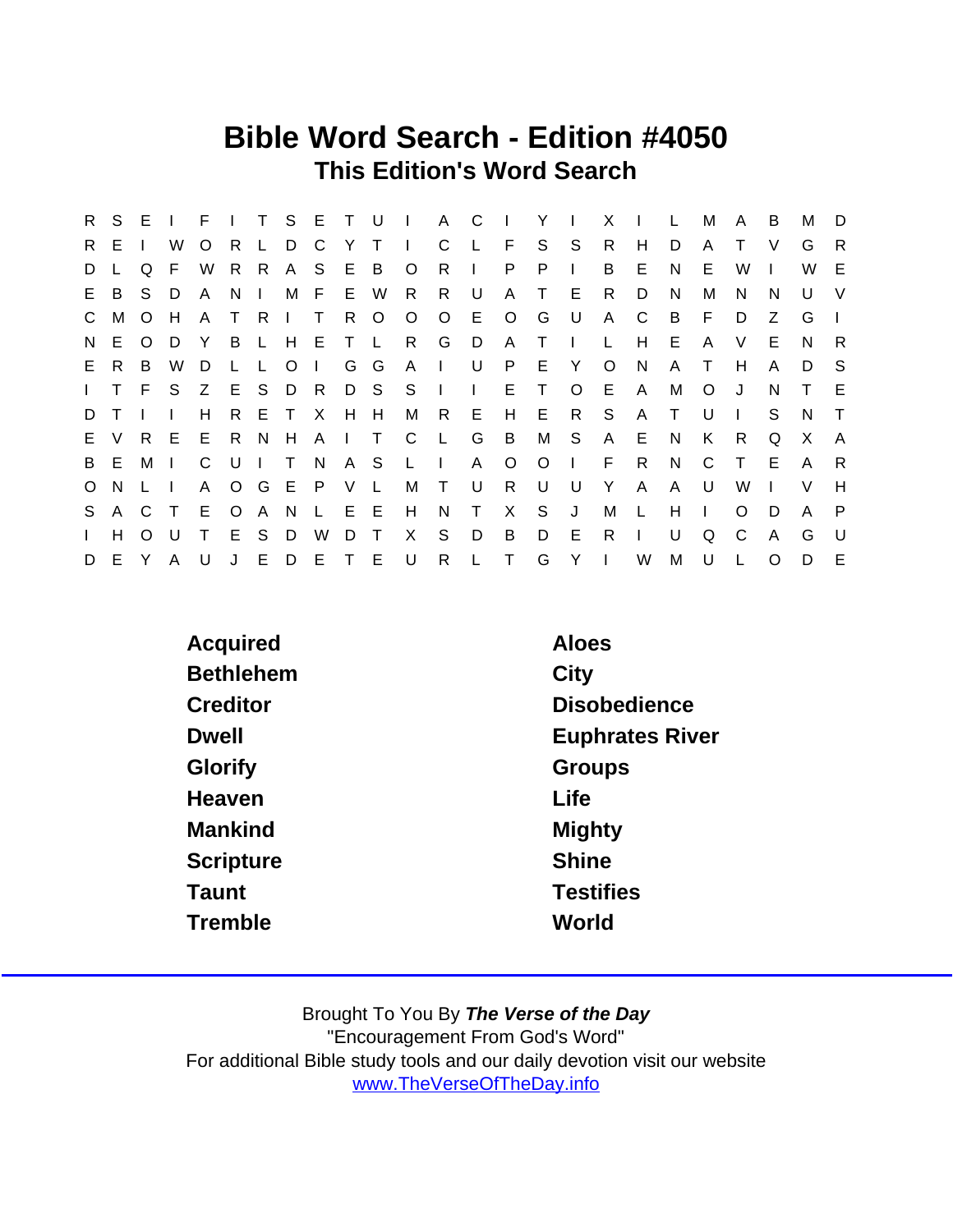# Bible Word Search - Edition #4050

## This Edition's Word Search

```
R S E I F I T S E T U I A C I Y I X I L M A B M D
R E I W O R L D C Y T I C L F S S R H D A T V G R
D L Q F W R R A S E B O R I P P I B E N E W I W E
E B S D A N I M F E W R R U A T E R D N M N N U V
C M O H A T R I T R O O O E O G U A C B F D Z G I
N E O D Y B L H E T L R G D A T I L H E A V E N R
E R B W D L L O I G G A I U P E Y O N A T H A D S
I T F S Z E S D R D S S I I E T O E A M O J N T E
D T I I H R E T X H H M R E H E R S A T U I S N T
E V R E E R N H A I T C L G B M S A E N K R Q X A
B E M I C U I T N A S L I A O O I F R N C T E A R
O N L I A O G E P V L M T U R U U Y A A U W I V H
S A C T E O A N L E E H N T X S J M L H I O D A P
I H O U T E S D W D T X S D B D E R I U Q C A G U
D E Y A U J E D E T E U R L T G Y I W M U L O D E
```

| | |
|---|---|
| Acquired | Aloes |
| Bethlehem | City |
| Creditor | Disobedience |
| Dwell | Euphrates River |
| Glorify | Groups |
| Heaven | Life |
| Mankind | Mighty |
| Scripture | Shine |
| Taunt | Testifies |
| Tremble | World |

Brought To You By ***The Verse of the Day***
"Encouragement From God's Word"
For additional Bible study tools and our daily devotion visit our website
www.TheVerseOfTheDay.info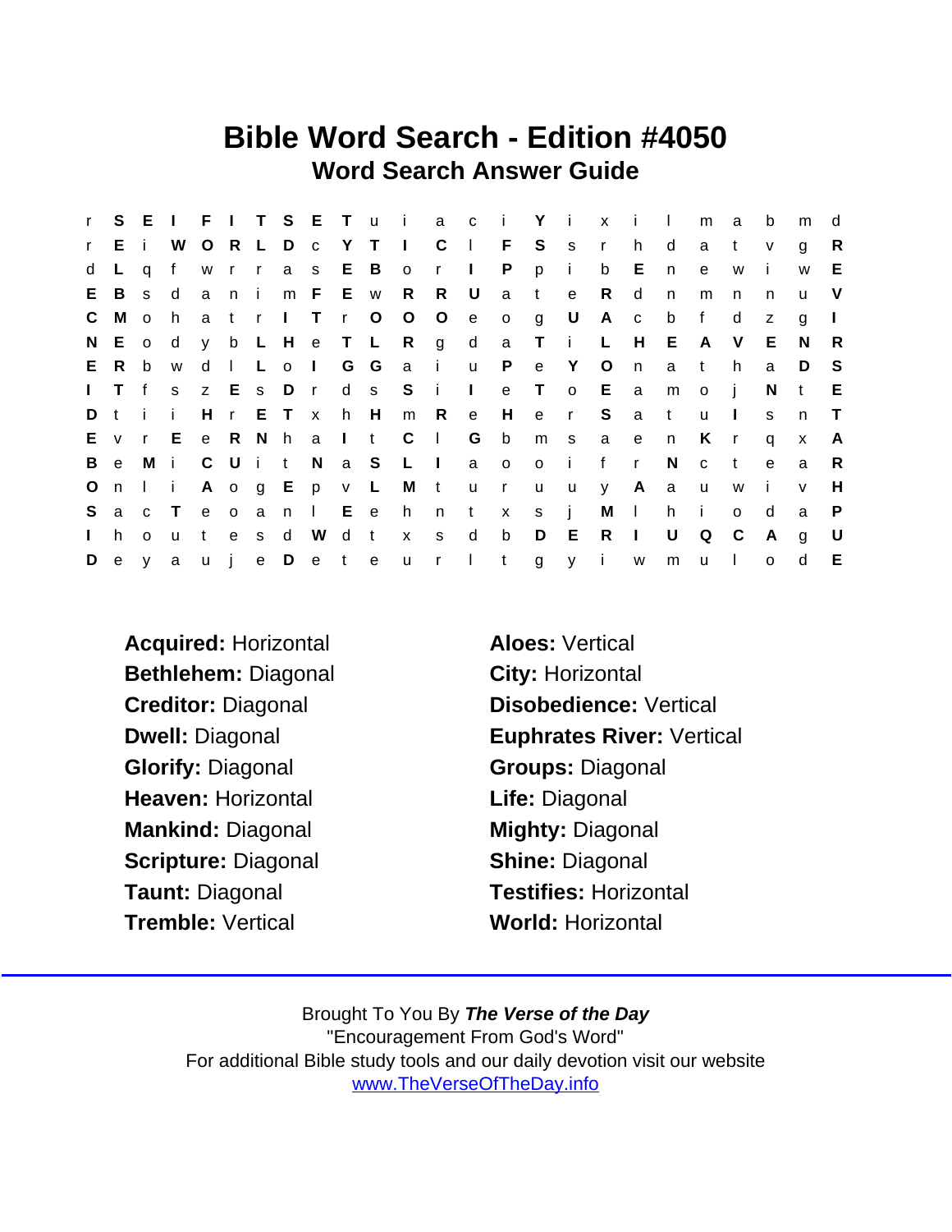# Bible Word Search - Edition #4050

## Word Search Answer Guide

```
r S E I F I T S E T u i a c i Y i x i l m a b m d
r E i W O R L D c Y T I C l F S s r h d a t v g R
d L q f w r r a s E B o r I P p i b E n e w i w E
E B s d a n i m F E w R R U a t e R d n m n n u V
C M o h a t r I T r O O O e o g U A c b f d z g I
N E o d y b L H e T L R g d a T i L H E A V E N R
E R b w d l L o I G G a i u P e Y O n a t h a D S
I T f s z E s D r d s S i I e T o E a m o j N t E
D t i i H r E T x h H m R e H e r S a t u I s n T
E v r E e R N h a I t C l G b m s a e n K r q x A
B e M i C U i t N a S L I a o o i f r N c t e a R
O n l i A o g E p v L M t u r u u y A a u w i v H
S a c T e o a n l E e h n t x s j M l h i o d a P
I h o u t e s d W d t x s d b D E R I U Q C A g U
D e y a u j e D e t e u r l t g y i w m u l o d E
```

**Acquired:** Horizontal
**Bethlehem:** Diagonal
**Creditor:** Diagonal
**Dwell:** Diagonal
**Glorify:** Diagonal
**Heaven:** Horizontal
**Mankind:** Diagonal
**Scripture:** Diagonal
**Taunt:** Diagonal
**Tremble:** Vertical

**Aloes:** Vertical
**City:** Horizontal
**Disobedience:** Vertical
**Euphrates River:** Vertical
**Groups:** Diagonal
**Life:** Diagonal
**Mighty:** Diagonal
**Shine:** Diagonal
**Testifies:** Horizontal
**World:** Horizontal

Brought To You By ***The Verse of the Day***
"Encouragement From God's Word"
For additional Bible study tools and our daily devotion visit our website
www.TheVerseOfTheDay.info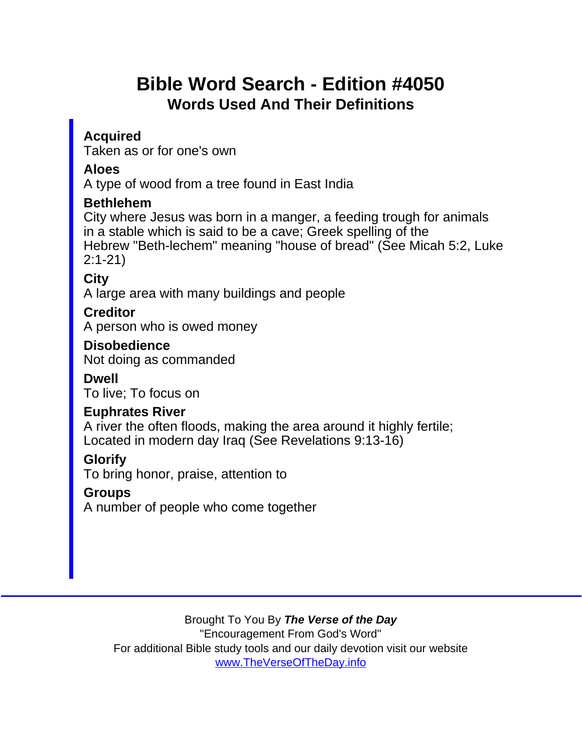# Bible Word Search - Edition #4050

## Words Used And Their Definitions

**Acquired**
Taken as or for one's own

**Aloes**
A type of wood from a tree found in East India

**Bethlehem**
City where Jesus was born in a manger, a feeding trough for animals in a stable which is said to be a cave; Greek spelling of the Hebrew "Beth-lechem" meaning "house of bread" (See Micah 5:2, Luke 2:1-21)

**City**
A large area with many buildings and people

**Creditor**
A person who is owed money

**Disobedience**
Not doing as commanded

**Dwell**
To live; To focus on

**Euphrates River**
A river the often floods, making the area around it highly fertile; Located in modern day Iraq (See Revelations 9:13-16)

**Glorify**
To bring honor, praise, attention to

**Groups**
A number of people who come together

---

Brought To You By ***The Verse of the Day***
"Encouragement From God's Word"
For additional Bible study tools and our daily devotion visit our website
www.TheVerseOfTheDay.info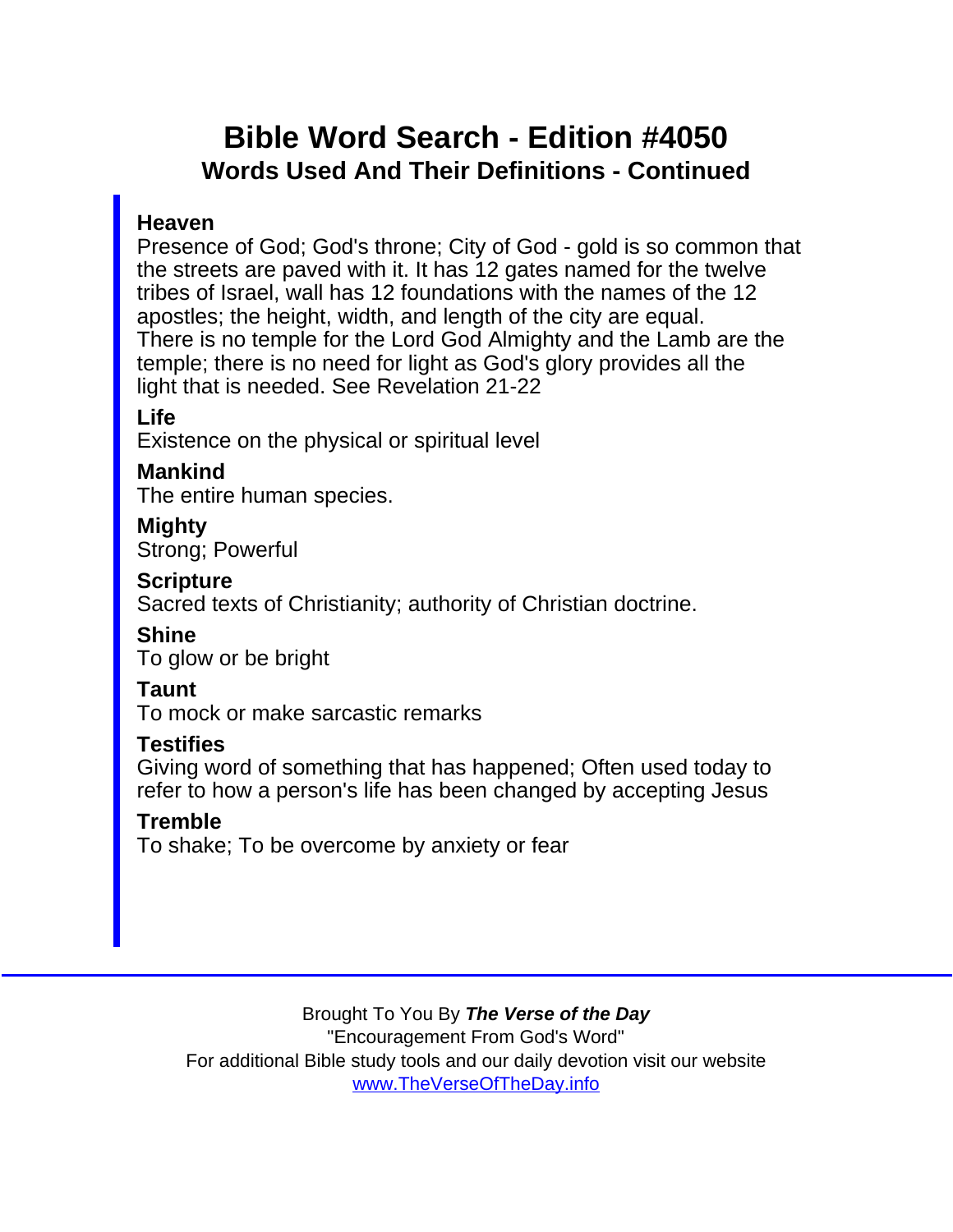# Bible Word Search - Edition #4050

## Words Used And Their Definitions - Continued

**Heaven**
Presence of God; God's throne; City of God - gold is so common that the streets are paved with it. It has 12 gates named for the twelve tribes of Israel, wall has 12 foundations with the names of the 12 apostles; the height, width, and length of the city are equal. There is no temple for the Lord God Almighty and the Lamb are the temple; there is no need for light as God's glory provides all the light that is needed. See Revelation 21-22

**Life**
Existence on the physical or spiritual level

**Mankind**
The entire human species.

**Mighty**
Strong; Powerful

**Scripture**
Sacred texts of Christianity; authority of Christian doctrine.

**Shine**
To glow or be bright

**Taunt**
To mock or make sarcastic remarks

**Testifies**
Giving word of something that has happened; Often used today to refer to how a person's life has been changed by accepting Jesus

**Tremble**
To shake; To be overcome by anxiety or fear

Brought To You By ***The Verse of the Day***
"Encouragement From God's Word"
For additional Bible study tools and our daily devotion visit our website
www.TheVerseOfTheDay.info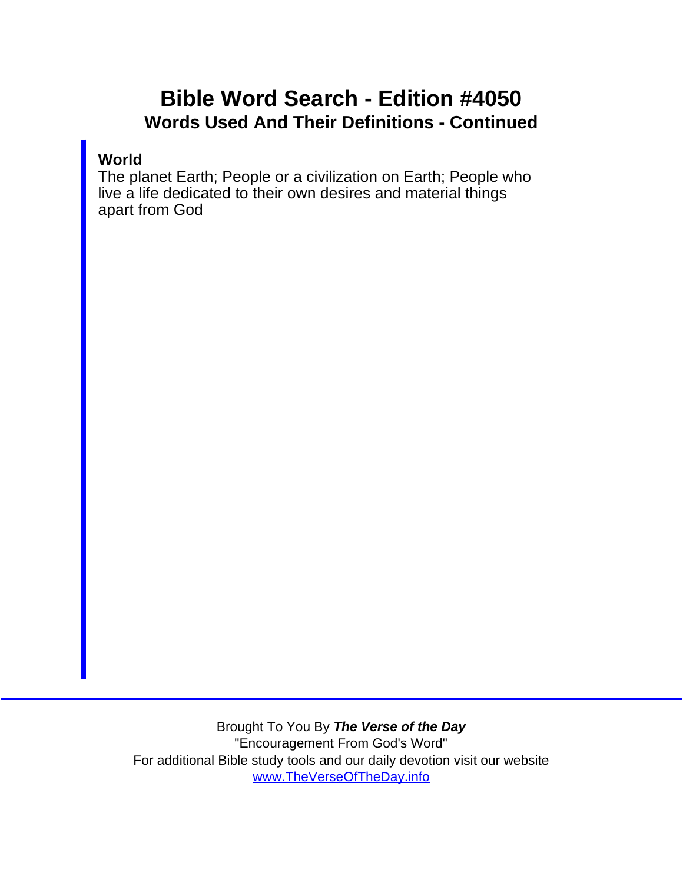# Bible Word Search - Edition #4050

## Words Used And Their Definitions - Continued

**World**
The planet Earth; People or a civilization on Earth; People who live a life dedicated to their own desires and material things apart from God